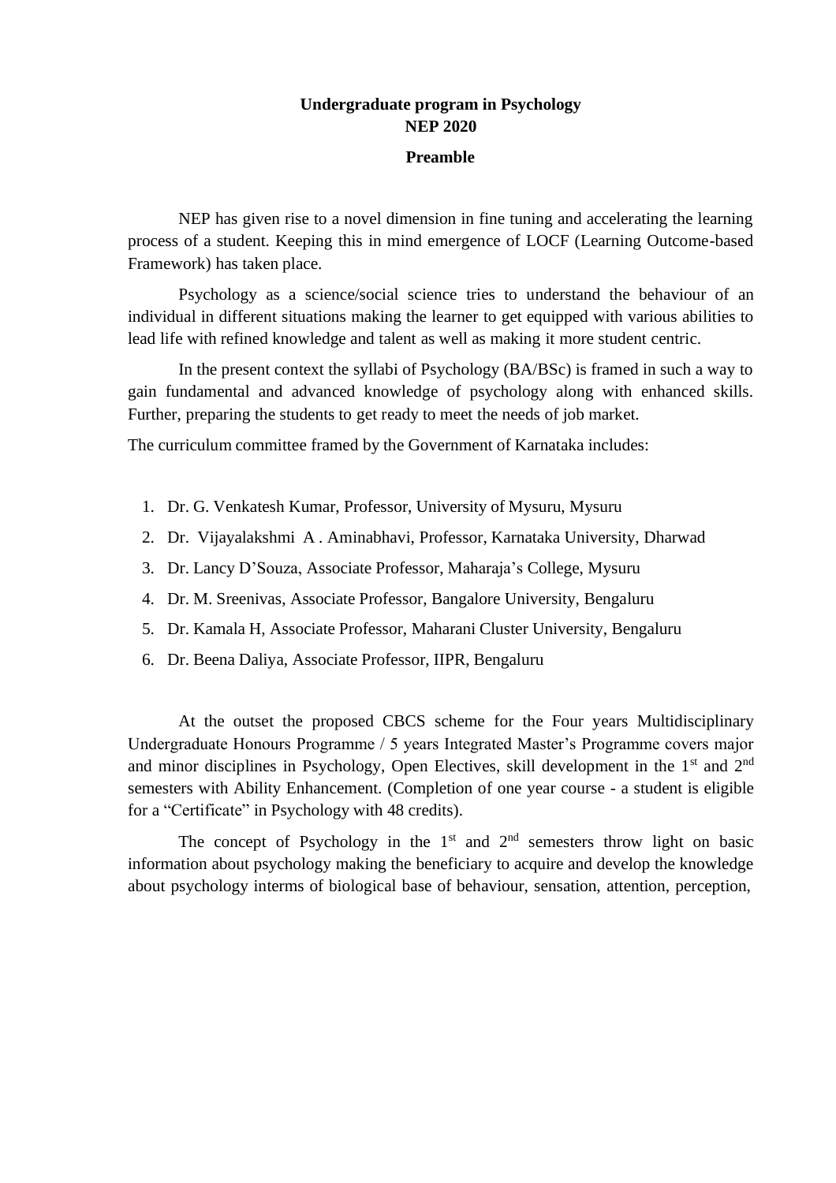**Undergraduate program in Psychology**

**NEP 2020**

**Preamble**

NEP has given rise to a novel dimension in fine tuning and accelerating the learning process of a student. Keeping this in mind emergence of LOCF (Learning Outcome-based Framework) has taken place.

Psychology as a science/social science tries to understand the behaviour of an individual in different situations making the learner to get equipped with various abilities to lead life with refined knowledge and talent as well as making it more student centric.

In the present context the syllabi of Psychology (BA/BSc) is framed in such a way to gain fundamental and advanced knowledge of psychology along with enhanced skills. Further, preparing the students to get ready to meet the needs of job market.

The curriculum committee framed by the Government of Karnataka includes:

1. Dr. G. Venkatesh Kumar, Professor, University of Mysuru, Mysuru
2. Dr. Vijayalakshmi A . Aminabhavi, Professor, Karnataka University, Dharwad
3. Dr. Lancy D'Souza, Associate Professor, Maharaja's College, Mysuru
4. Dr. M. Sreenivas, Associate Professor, Bangalore University, Bengaluru
5. Dr. Kamala H, Associate Professor, Maharani Cluster University, Bengaluru
6. Dr. Beena Daliya, Associate Professor, IIPR, Bengaluru

At the outset the proposed CBCS scheme for the Four years Multidisciplinary Undergraduate Honours Programme / 5 years Integrated Master's Programme covers major and minor disciplines in Psychology, Open Electives, skill development in the 1st and 2nd semesters with Ability Enhancement. (Completion of one year course - a student is eligible for a "Certificate" in Psychology with 48 credits).

The concept of Psychology in the 1st and 2nd semesters throw light on basic information about psychology making the beneficiary to acquire and develop the knowledge about psychology interms of biological base of behaviour, sensation, attention, perception,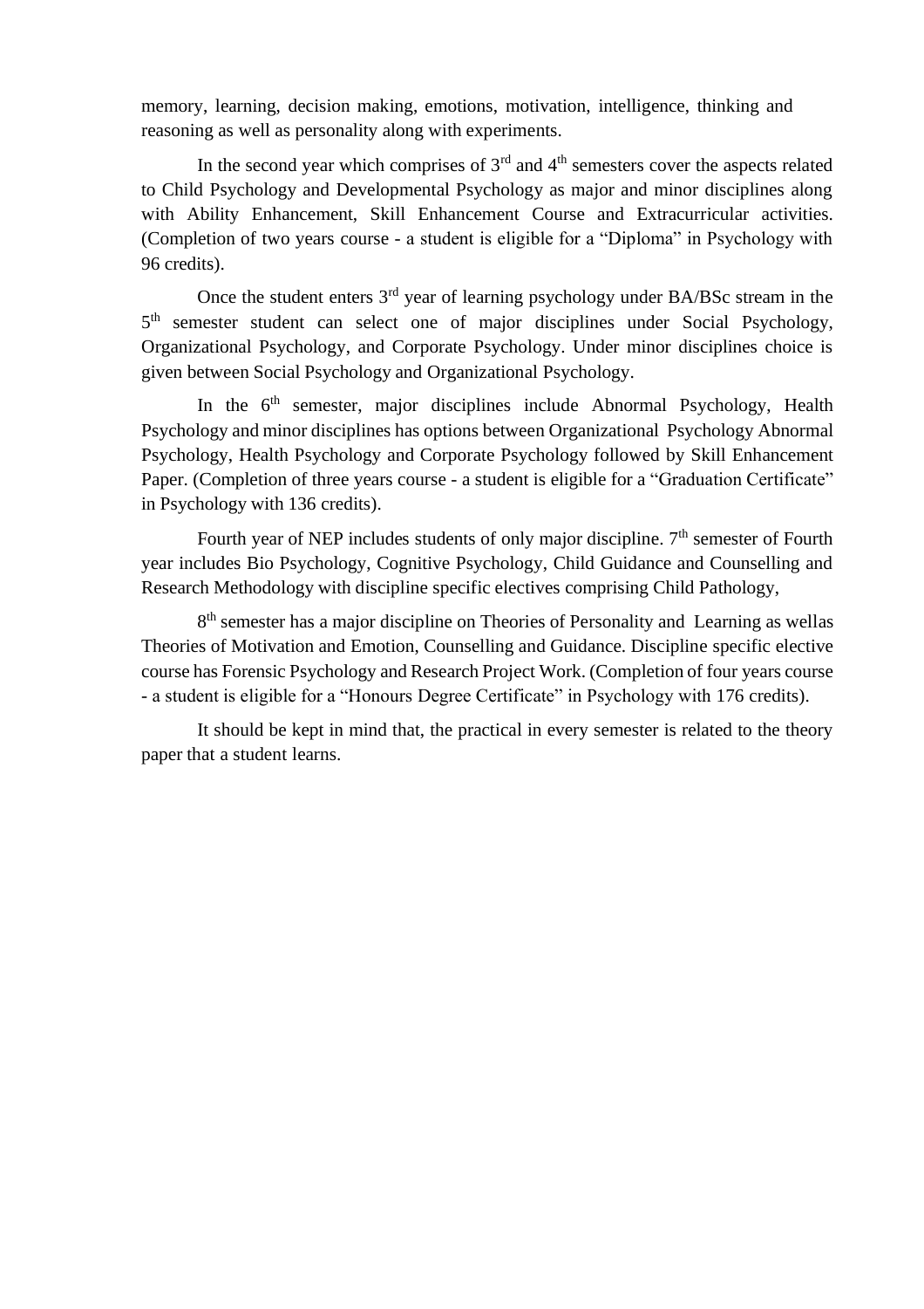memory, learning, decision making, emotions, motivation, intelligence, thinking and reasoning as well as personality along with experiments.

In the second year which comprises of 3rd and 4th semesters cover the aspects related to Child Psychology and Developmental Psychology as major and minor disciplines along with Ability Enhancement, Skill Enhancement Course and Extracurricular activities. (Completion of two years course - a student is eligible for a "Diploma" in Psychology with 96 credits).

Once the student enters 3rd year of learning psychology under BA/BSc stream in the 5th semester student can select one of major disciplines under Social Psychology, Organizational Psychology, and Corporate Psychology. Under minor disciplines choice is given between Social Psychology and Organizational Psychology.

In the 6th semester, major disciplines include Abnormal Psychology, Health Psychology and minor disciplines has options between Organizational Psychology Abnormal Psychology, Health Psychology and Corporate Psychology followed by Skill Enhancement Paper. (Completion of three years course - a student is eligible for a "Graduation Certificate" in Psychology with 136 credits).

Fourth year of NEP includes students of only major discipline. 7th semester of Fourth year includes Bio Psychology, Cognitive Psychology, Child Guidance and Counselling and Research Methodology with discipline specific electives comprising Child Pathology,

8th semester has a major discipline on Theories of Personality and Learning as wellas Theories of Motivation and Emotion, Counselling and Guidance. Discipline specific elective course has Forensic Psychology and Research Project Work. (Completion of four years course - a student is eligible for a "Honours Degree Certificate" in Psychology with 176 credits).

It should be kept in mind that, the practical in every semester is related to the theory paper that a student learns.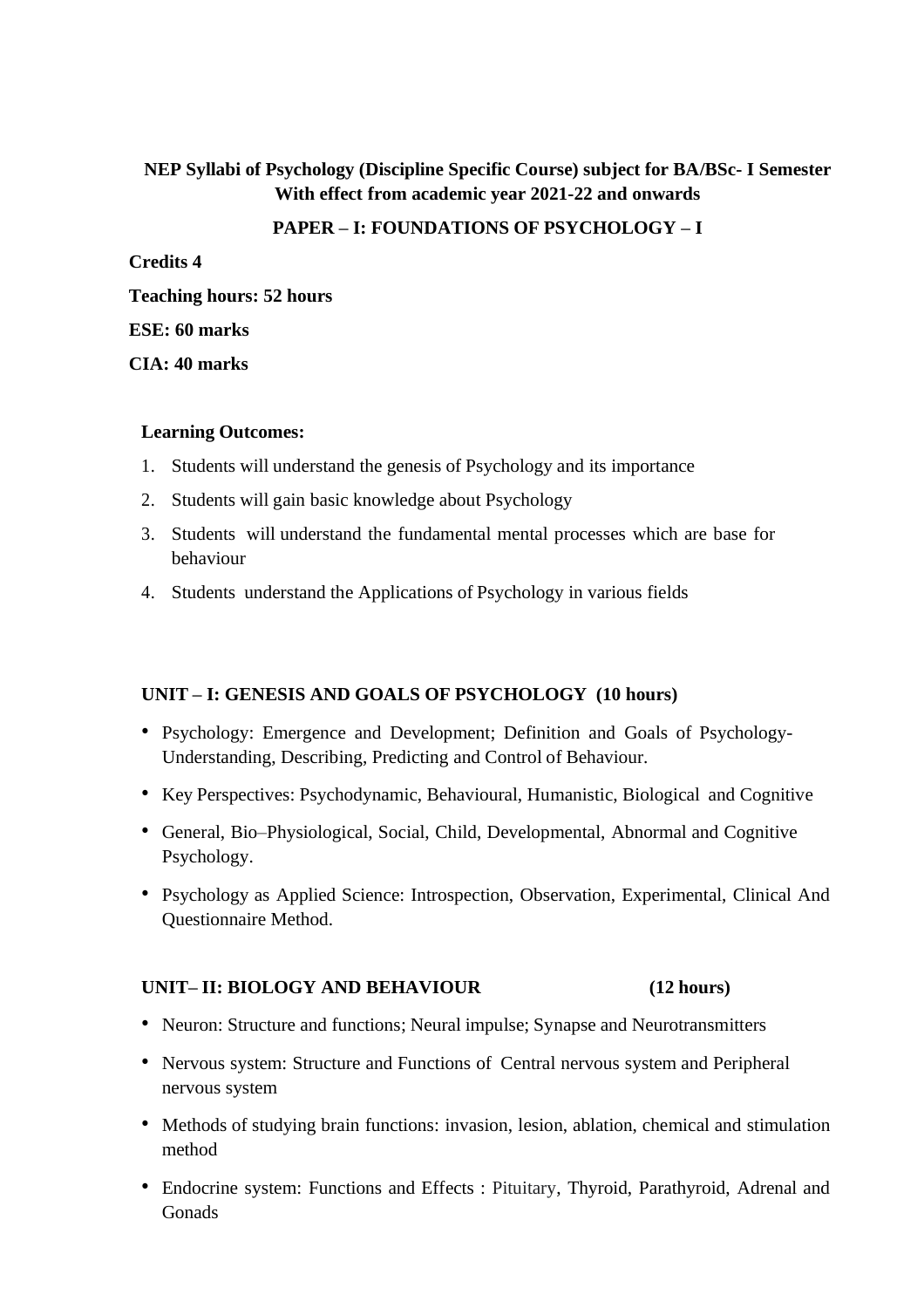**NEP Syllabi of Psychology (Discipline Specific Course) subject for BA/BSc- I Semester With effect from academic year 2021-22 and onwards**

**PAPER – I: FOUNDATIONS OF PSYCHOLOGY – I**

**Credits 4**

**Teaching hours: 52 hours**

**ESE: 60 marks**

**CIA: 40 marks**

**Learning Outcomes:**

1. Students will understand the genesis of Psychology and its importance
2. Students will gain basic knowledge about Psychology
3. Students will understand the fundamental mental processes which are base for behaviour
4. Students understand the Applications of Psychology in various fields

**UNIT – I: GENESIS AND GOALS OF PSYCHOLOGY (10 hours)**

- Psychology: Emergence and Development; Definition and Goals of Psychology- Understanding, Describing, Predicting and Control of Behaviour.
- Key Perspectives: Psychodynamic, Behavioural, Humanistic, Biological and Cognitive
- General, Bio–Physiological, Social, Child, Developmental, Abnormal and Cognitive Psychology.
- Psychology as Applied Science: Introspection, Observation, Experimental, Clinical And Questionnaire Method.

**UNIT– II: BIOLOGY AND BEHAVIOUR (12 hours)**

- Neuron: Structure and functions; Neural impulse; Synapse and Neurotransmitters
- Nervous system: Structure and Functions of Central nervous system and Peripheral nervous system
- Methods of studying brain functions: invasion, lesion, ablation, chemical and stimulation method
- Endocrine system: Functions and Effects : Pituitary, Thyroid, Parathyroid, Adrenal and Gonads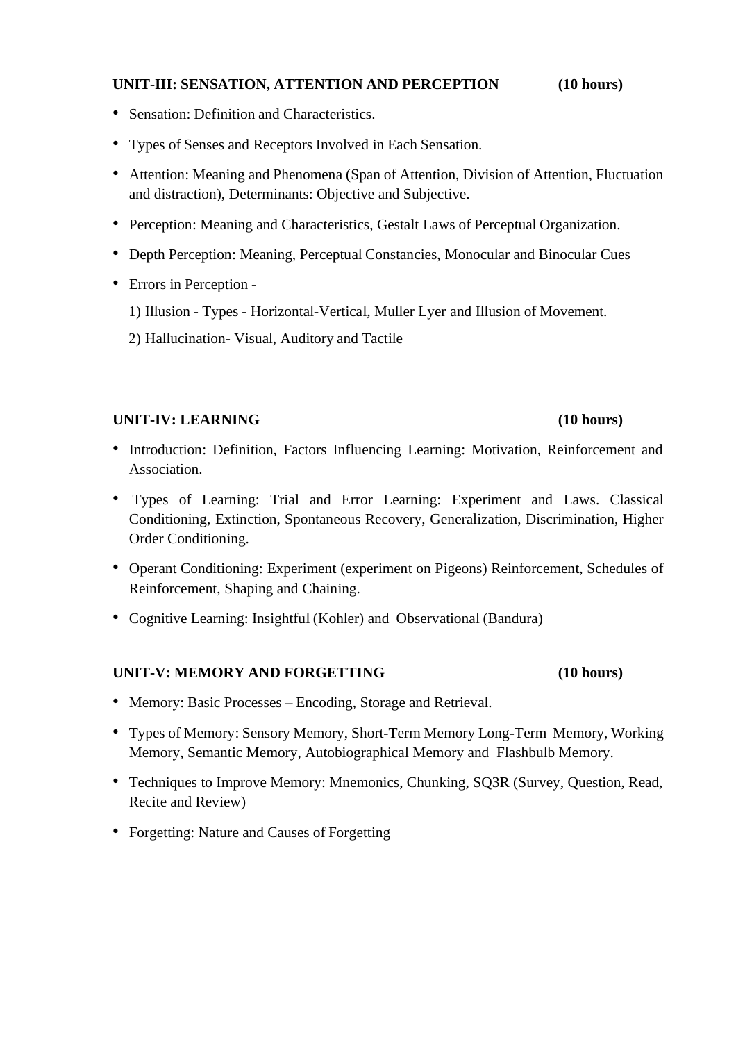**UNIT-III: SENSATION, ATTENTION AND PERCEPTION (10 hours)**

- Sensation: Definition and Characteristics.
- Types of Senses and Receptors Involved in Each Sensation.
- Attention: Meaning and Phenomena (Span of Attention, Division of Attention, Fluctuation and distraction), Determinants: Objective and Subjective.
- Perception: Meaning and Characteristics, Gestalt Laws of Perceptual Organization.
- Depth Perception: Meaning, Perceptual Constancies, Monocular and Binocular Cues
- Errors in Perception -

  1) Illusion - Types - Horizontal-Vertical, Muller Lyer and Illusion of Movement.

  2) Hallucination- Visual, Auditory and Tactile

**UNIT-IV: LEARNING (10 hours)**

- Introduction: Definition, Factors Influencing Learning: Motivation, Reinforcement and Association.
- Types of Learning: Trial and Error Learning: Experiment and Laws. Classical Conditioning, Extinction, Spontaneous Recovery, Generalization, Discrimination, Higher Order Conditioning.
- Operant Conditioning: Experiment (experiment on Pigeons) Reinforcement, Schedules of Reinforcement, Shaping and Chaining.
- Cognitive Learning: Insightful (Kohler) and Observational (Bandura)

**UNIT-V: MEMORY AND FORGETTING (10 hours)**

- Memory: Basic Processes – Encoding, Storage and Retrieval.
- Types of Memory: Sensory Memory, Short-Term Memory Long-Term Memory, Working Memory, Semantic Memory, Autobiographical Memory and Flashbulb Memory.
- Techniques to Improve Memory: Mnemonics, Chunking, SQ3R (Survey, Question, Read, Recite and Review)
- Forgetting: Nature and Causes of Forgetting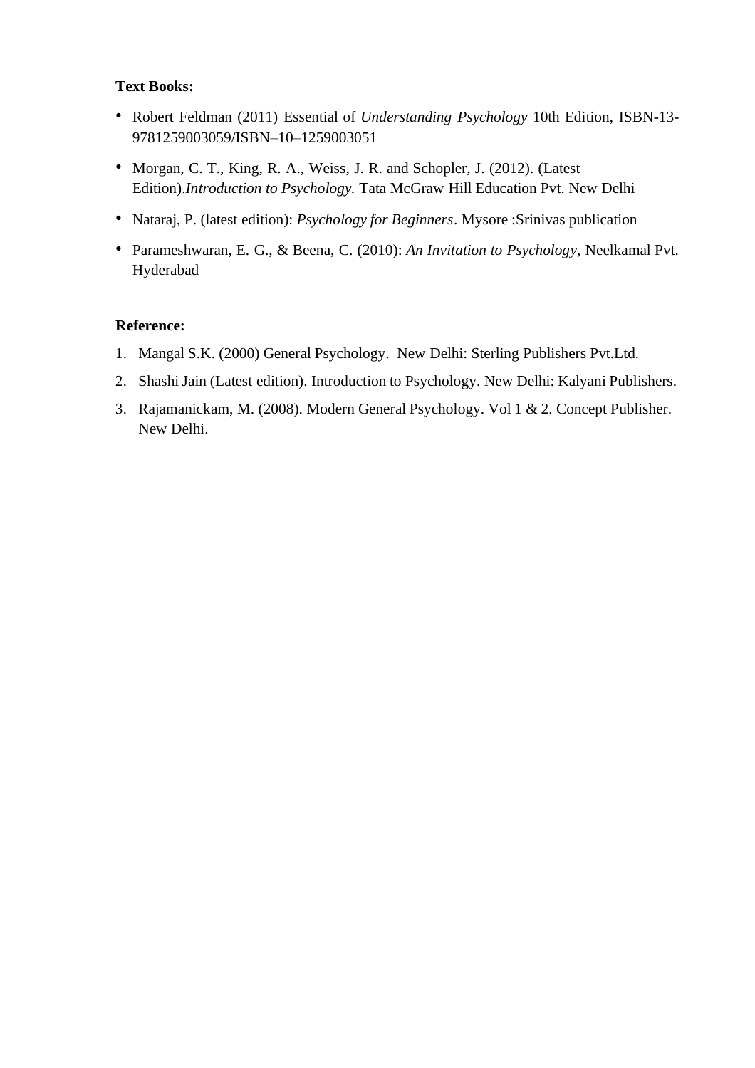**Text Books:**

- Robert Feldman (2011) Essential of *Understanding Psychology* 10th Edition, ISBN-13-9781259003059/ISBN–10–1259003051
- Morgan, C. T., King, R. A., Weiss, J. R. and Schopler, J. (2012). (Latest Edition).*Introduction to Psychology.* Tata McGraw Hill Education Pvt. New Delhi
- Nataraj, P. (latest edition): *Psychology for Beginners*. Mysore :Srinivas publication
- Parameshwaran, E. G., & Beena, C. (2010): *An Invitation to Psychology*, Neelkamal Pvt. Hyderabad

**Reference:**

1. Mangal S.K. (2000) General Psychology. New Delhi: Sterling Publishers Pvt.Ltd.
2. Shashi Jain (Latest edition). Introduction to Psychology. New Delhi: Kalyani Publishers.
3. Rajamanickam, M. (2008). Modern General Psychology. Vol 1 & 2. Concept Publisher. New Delhi.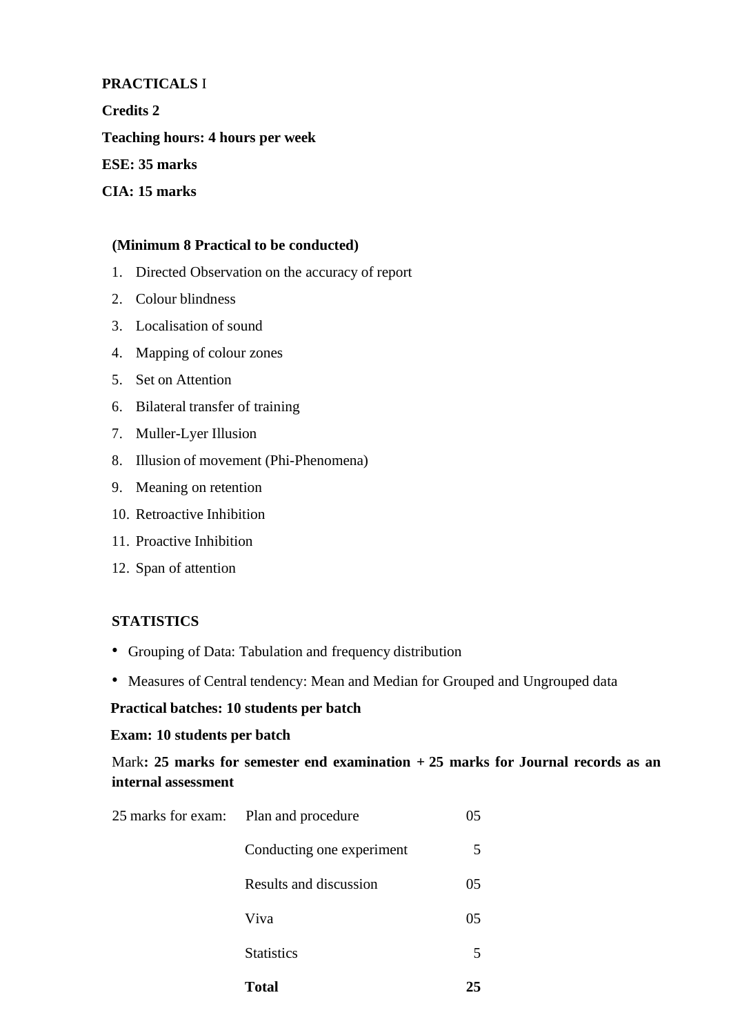**PRACTICALS** I

**Credits 2**

**Teaching hours: 4 hours per week**

**ESE: 35 marks**

**CIA: 15 marks**

**(Minimum 8 Practical to be conducted)**

1. Directed Observation on the accuracy of report
2. Colour blindness
3. Localisation of sound
4. Mapping of colour zones
5. Set on Attention
6. Bilateral transfer of training
7. Muller-Lyer Illusion
8. Illusion of movement (Phi-Phenomena)
9. Meaning on retention
10. Retroactive Inhibition
11. Proactive Inhibition
12. Span of attention

**STATISTICS**

- Grouping of Data: Tabulation and frequency distribution
- Measures of Central tendency: Mean and Median for Grouped and Ungrouped data

**Practical batches: 10 students per batch**

**Exam: 10 students per batch**

Mark**: 25 marks for semester end examination + 25 marks for Journal records as an internal assessment**

| 25 marks for exam: | Plan and procedure | 05 |
|---|---|---|
| | Conducting one experiment | 5 |
| | Results and discussion | 05 |
| | Viva | 05 |
| | Statistics | 5 |
| | **Total** | **25** |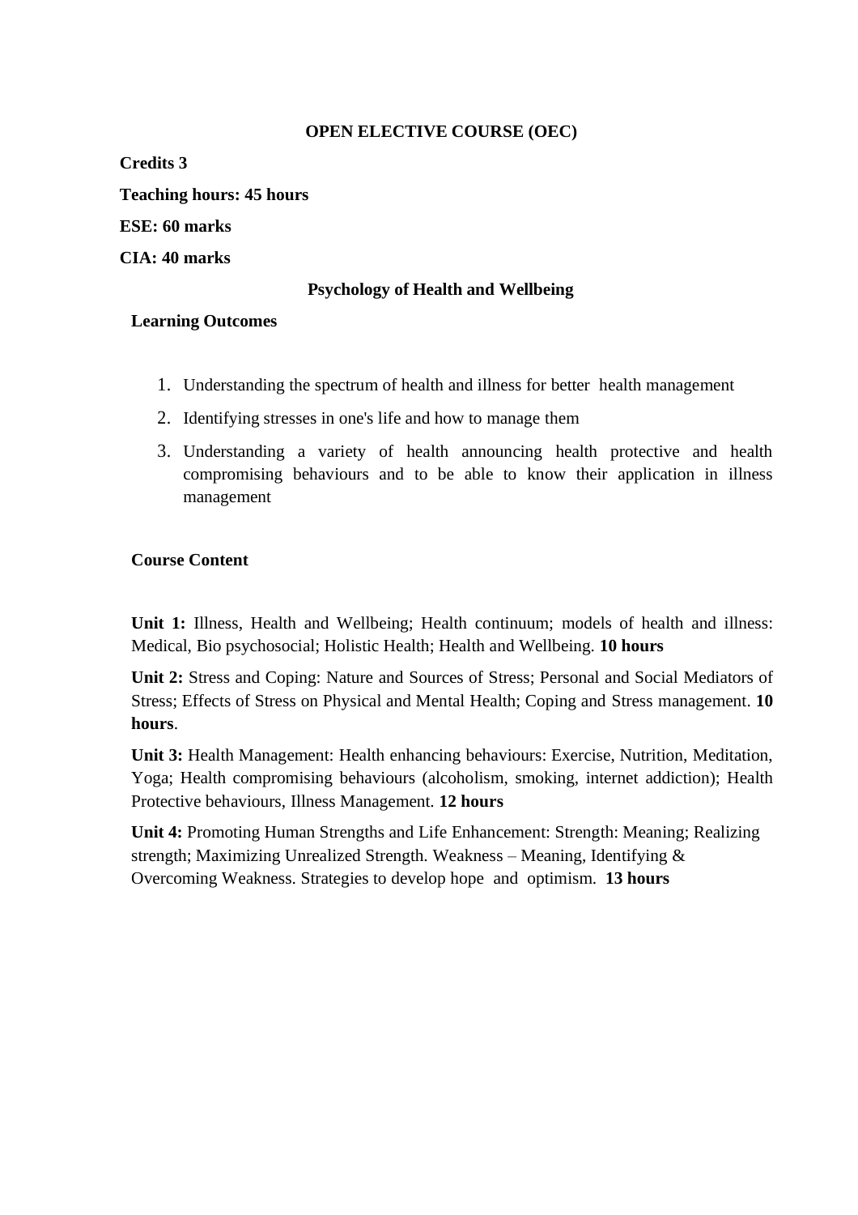## OPEN ELECTIVE COURSE (OEC)

**Credits 3**

**Teaching hours: 45 hours**

**ESE: 60 marks**

**CIA: 40 marks**

### Psychology of Health and Wellbeing

**Learning Outcomes**

1. Understanding the spectrum of health and illness for better health management
2. Identifying stresses in one's life and how to manage them
3. Understanding a variety of health announcing health protective and health compromising behaviours and to be able to know their application in illness management

**Course Content**

**Unit 1:** Illness, Health and Wellbeing; Health continuum; models of health and illness: Medical, Bio psychosocial; Holistic Health; Health and Wellbeing. **10 hours**

**Unit 2:** Stress and Coping: Nature and Sources of Stress; Personal and Social Mediators of Stress; Effects of Stress on Physical and Mental Health; Coping and Stress management. **10 hours**.

**Unit 3:** Health Management: Health enhancing behaviours: Exercise, Nutrition, Meditation, Yoga; Health compromising behaviours (alcoholism, smoking, internet addiction); Health Protective behaviours, Illness Management. **12 hours**

**Unit 4:** Promoting Human Strengths and Life Enhancement: Strength: Meaning; Realizing strength; Maximizing Unrealized Strength. Weakness – Meaning, Identifying & Overcoming Weakness. Strategies to develop hope and optimism. **13 hours**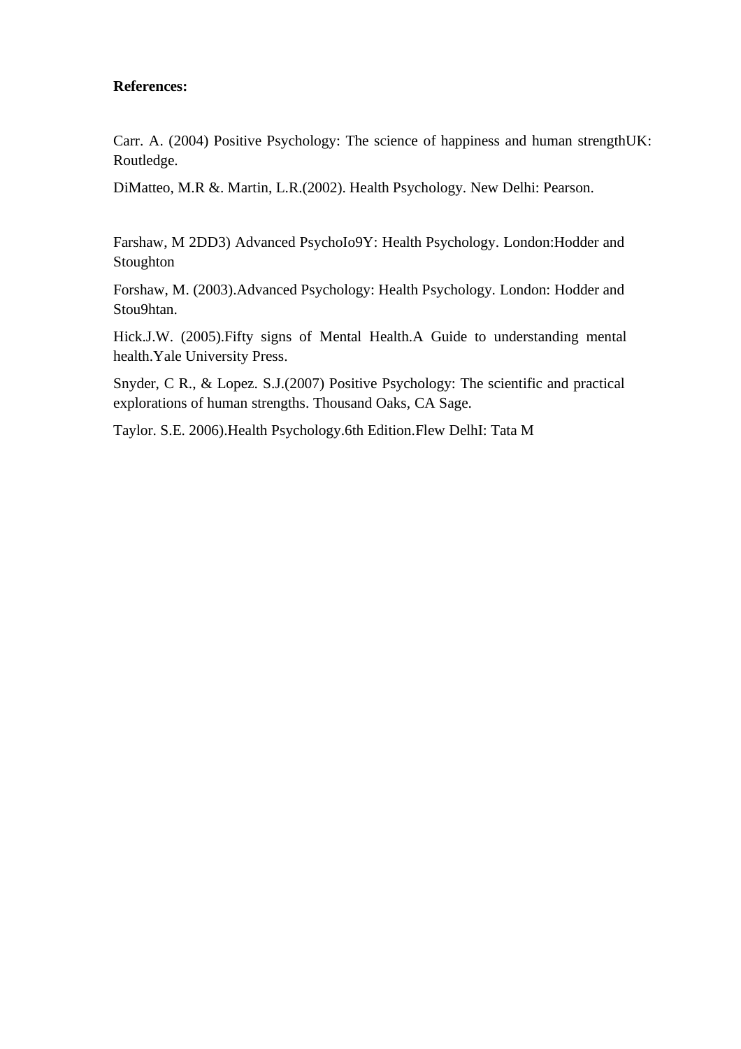**References:**

Carr. A. (2004) Positive Psychology: The science of happiness and human strengthUK: Routledge.

DiMatteo, M.R &. Martin, L.R.(2002). Health Psychology. New Delhi: Pearson.

Farshaw, M 2DD3) Advanced PsychoIo9Y: Health Psychology. London:Hodder and Stoughton

Forshaw, M. (2003).Advanced Psychology: Health Psychology. London: Hodder and Stou9htan.

Hick.J.W. (2005).Fifty signs of Mental Health.A Guide to understanding mental health.Yale University Press.

Snyder, C R., & Lopez. S.J.(2007) Positive Psychology: The scientific and practical explorations of human strengths. Thousand Oaks, CA Sage.

Taylor. S.E. 2006).Health Psychology.6th Edition.Flew DelhI: Tata M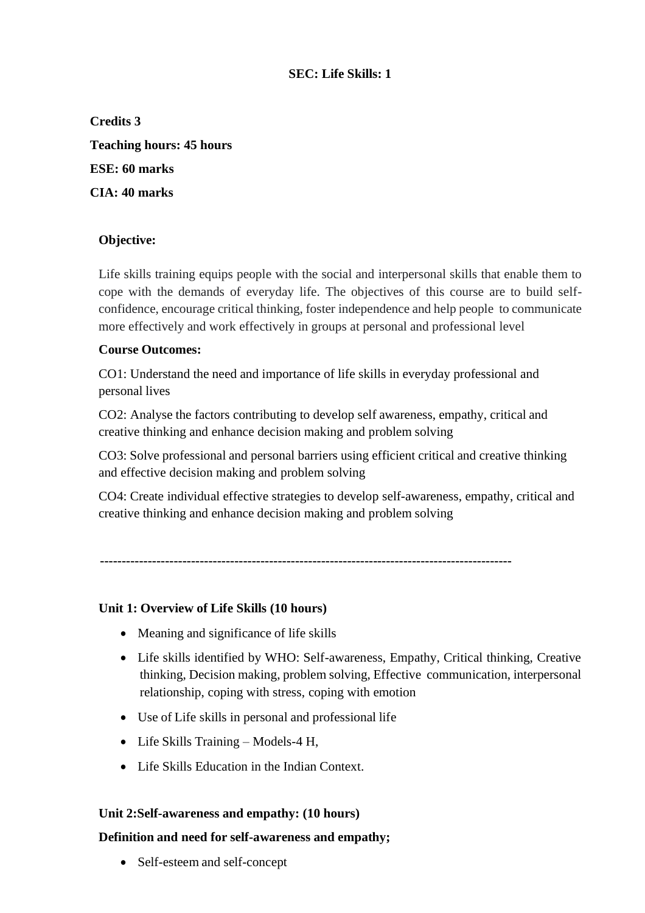**SEC: Life Skills: 1**

**Credits 3**

**Teaching hours: 45 hours**

**ESE: 60 marks**

**CIA: 40 marks**

**Objective:**

Life skills training equips people with the social and interpersonal skills that enable them to cope with the demands of everyday life. The objectives of this course are to build self-confidence, encourage critical thinking, foster independence and help people to communicate more effectively and work effectively in groups at personal and professional level

**Course Outcomes:**

CO1: Understand the need and importance of life skills in everyday professional and personal lives

CO2: Analyse the factors contributing to develop self awareness, empathy, critical and creative thinking and enhance decision making and problem solving

CO3: Solve professional and personal barriers using efficient critical and creative thinking and effective decision making and problem solving

CO4: Create individual effective strategies to develop self-awareness, empathy, critical and creative thinking and enhance decision making and problem solving

---

**Unit 1: Overview of Life Skills (10 hours)**

- Meaning and significance of life skills
- Life skills identified by WHO: Self-awareness, Empathy, Critical thinking, Creative thinking, Decision making, problem solving, Effective communication, interpersonal relationship, coping with stress, coping with emotion
- Use of Life skills in personal and professional life
- Life Skills Training – Models-4 H,
- Life Skills Education in the Indian Context.

**Unit 2:Self-awareness and empathy: (10 hours)**

**Definition and need for self-awareness and empathy;**

- Self-esteem and self-concept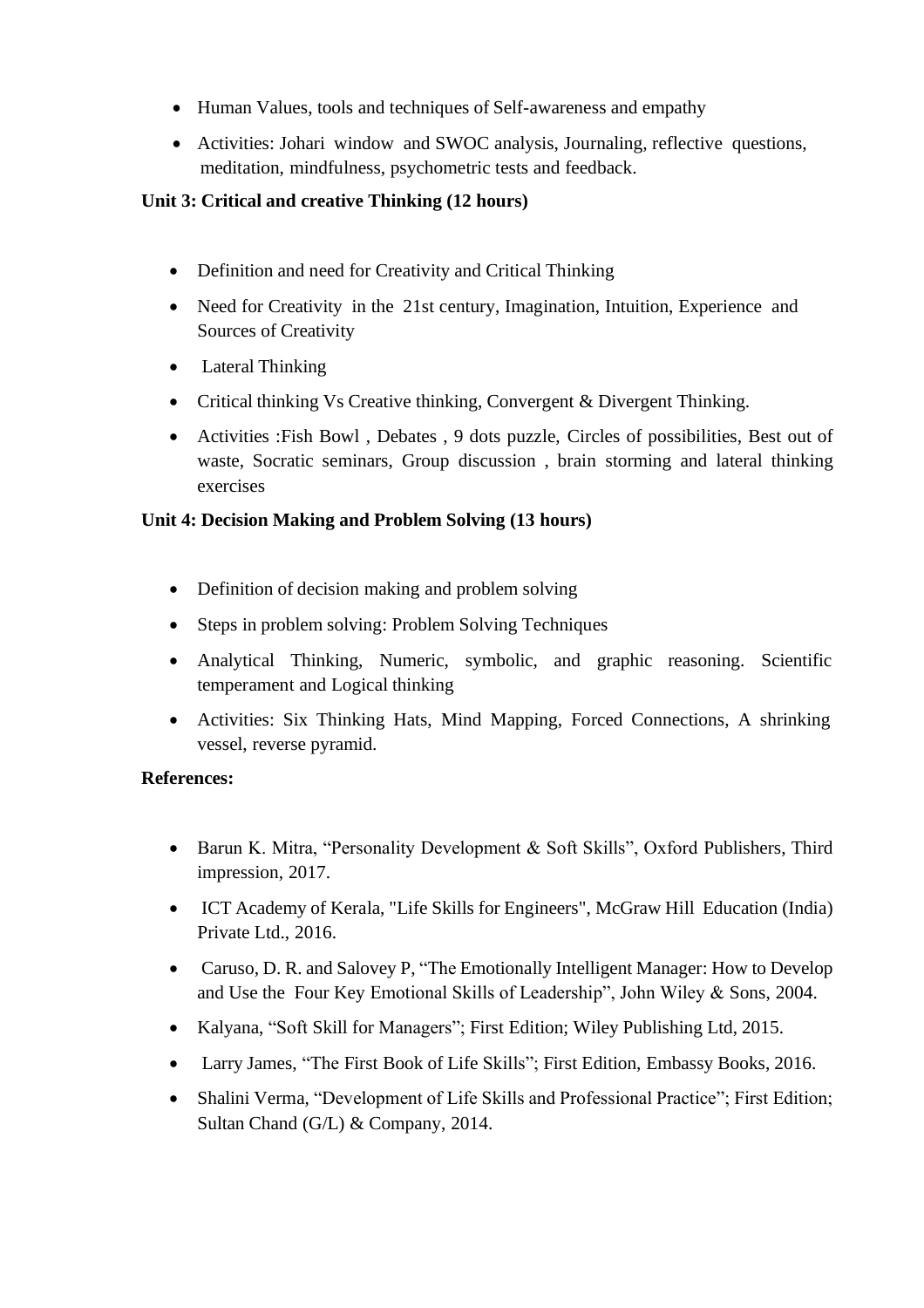- Human Values, tools and techniques of Self-awareness and empathy
- Activities: Johari window and SWOC analysis, Journaling, reflective questions, meditation, mindfulness, psychometric tests and feedback.

**Unit 3: Critical and creative Thinking (12 hours)**

- Definition and need for Creativity and Critical Thinking
- Need for Creativity in the 21st century, Imagination, Intuition, Experience and Sources of Creativity
- Lateral Thinking
- Critical thinking Vs Creative thinking, Convergent & Divergent Thinking.
- Activities :Fish Bowl , Debates , 9 dots puzzle, Circles of possibilities, Best out of waste, Socratic seminars, Group discussion , brain storming and lateral thinking exercises

**Unit 4: Decision Making and Problem Solving (13 hours)**

- Definition of decision making and problem solving
- Steps in problem solving: Problem Solving Techniques
- Analytical Thinking, Numeric, symbolic, and graphic reasoning. Scientific temperament and Logical thinking
- Activities: Six Thinking Hats, Mind Mapping, Forced Connections, A shrinking vessel, reverse pyramid.

**References:**

- Barun K. Mitra, "Personality Development & Soft Skills", Oxford Publishers, Third impression, 2017.
- ICT Academy of Kerala, "Life Skills for Engineers", McGraw Hill Education (India) Private Ltd., 2016.
- Caruso, D. R. and Salovey P, "The Emotionally Intelligent Manager: How to Develop and Use the Four Key Emotional Skills of Leadership", John Wiley & Sons, 2004.
- Kalyana, "Soft Skill for Managers"; First Edition; Wiley Publishing Ltd, 2015.
- Larry James, "The First Book of Life Skills"; First Edition, Embassy Books, 2016.
- Shalini Verma, "Development of Life Skills and Professional Practice"; First Edition; Sultan Chand (G/L) & Company, 2014.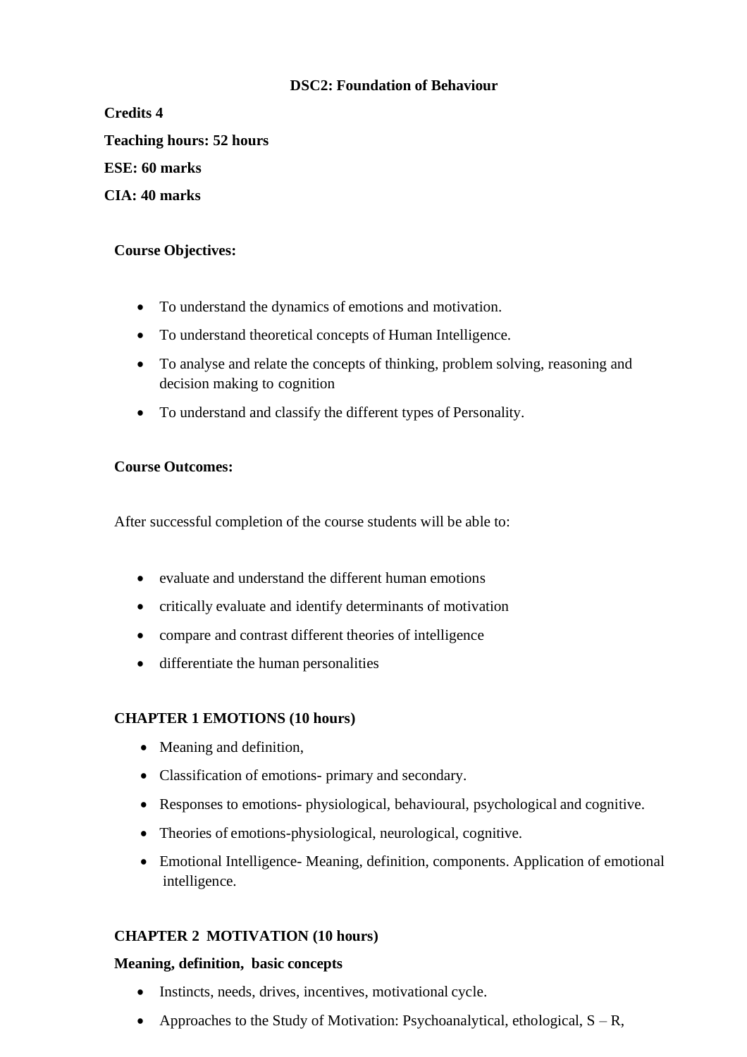## DSC2: Foundation of Behaviour

**Credits 4**

**Teaching hours: 52 hours**

**ESE: 60 marks**

**CIA: 40 marks**

### Course Objectives:

- To understand the dynamics of emotions and motivation.
- To understand theoretical concepts of Human Intelligence.
- To analyse and relate the concepts of thinking, problem solving, reasoning and decision making to cognition
- To understand and classify the different types of Personality.

### Course Outcomes:

After successful completion of the course students will be able to:

- evaluate and understand the different human emotions
- critically evaluate and identify determinants of motivation
- compare and contrast different theories of intelligence
- differentiate the human personalities

### CHAPTER 1 EMOTIONS (10 hours)

- Meaning and definition,
- Classification of emotions- primary and secondary.
- Responses to emotions- physiological, behavioural, psychological and cognitive.
- Theories of emotions-physiological, neurological, cognitive.
- Emotional Intelligence- Meaning, definition, components. Application of emotional intelligence.

### CHAPTER 2 MOTIVATION (10 hours)

**Meaning, definition, basic concepts**

- Instincts, needs, drives, incentives, motivational cycle.
- Approaches to the Study of Motivation: Psychoanalytical, ethological, S – R,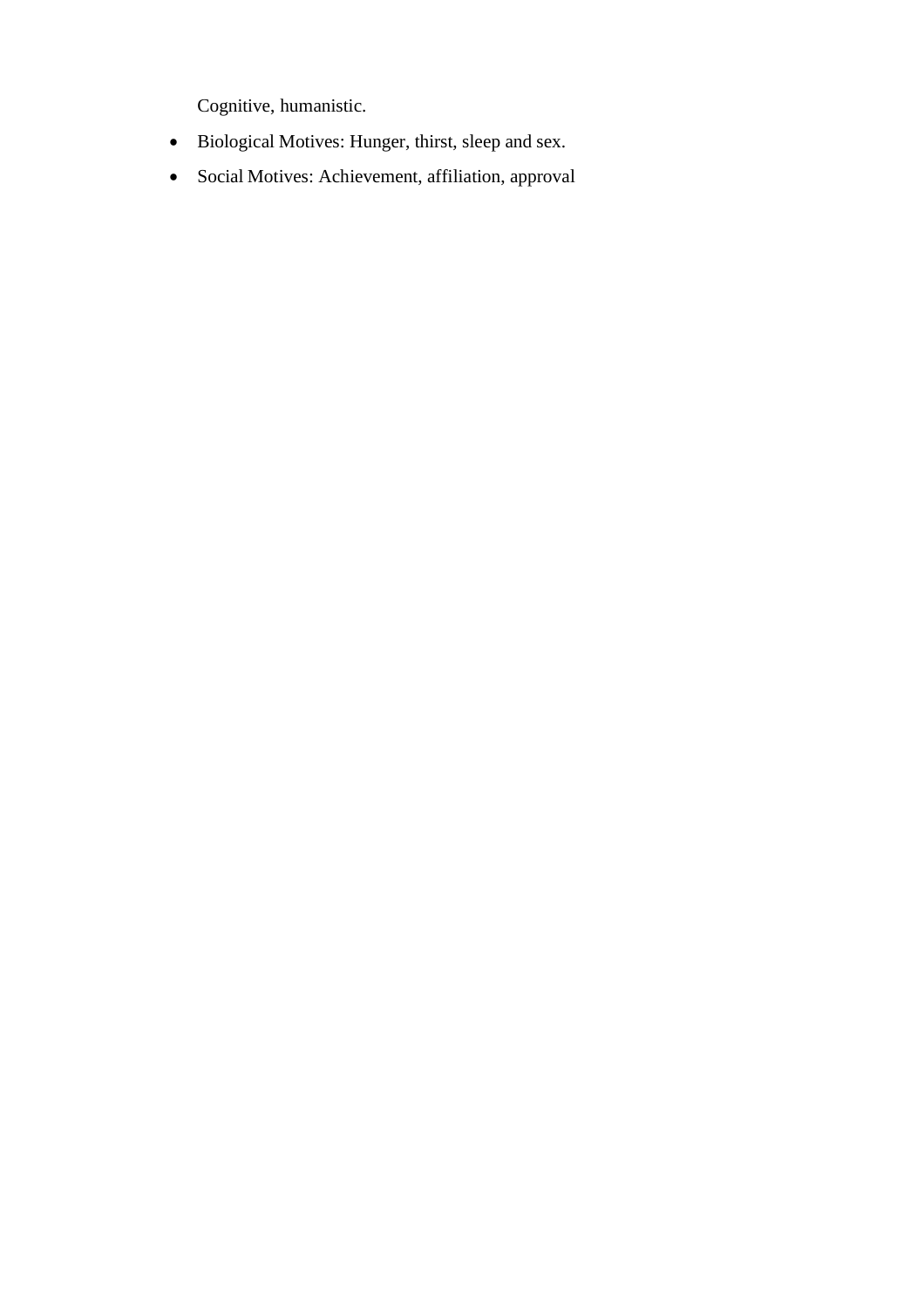Cognitive, humanistic.

- Biological Motives: Hunger, thirst, sleep and sex.
- Social Motives: Achievement, affiliation, approval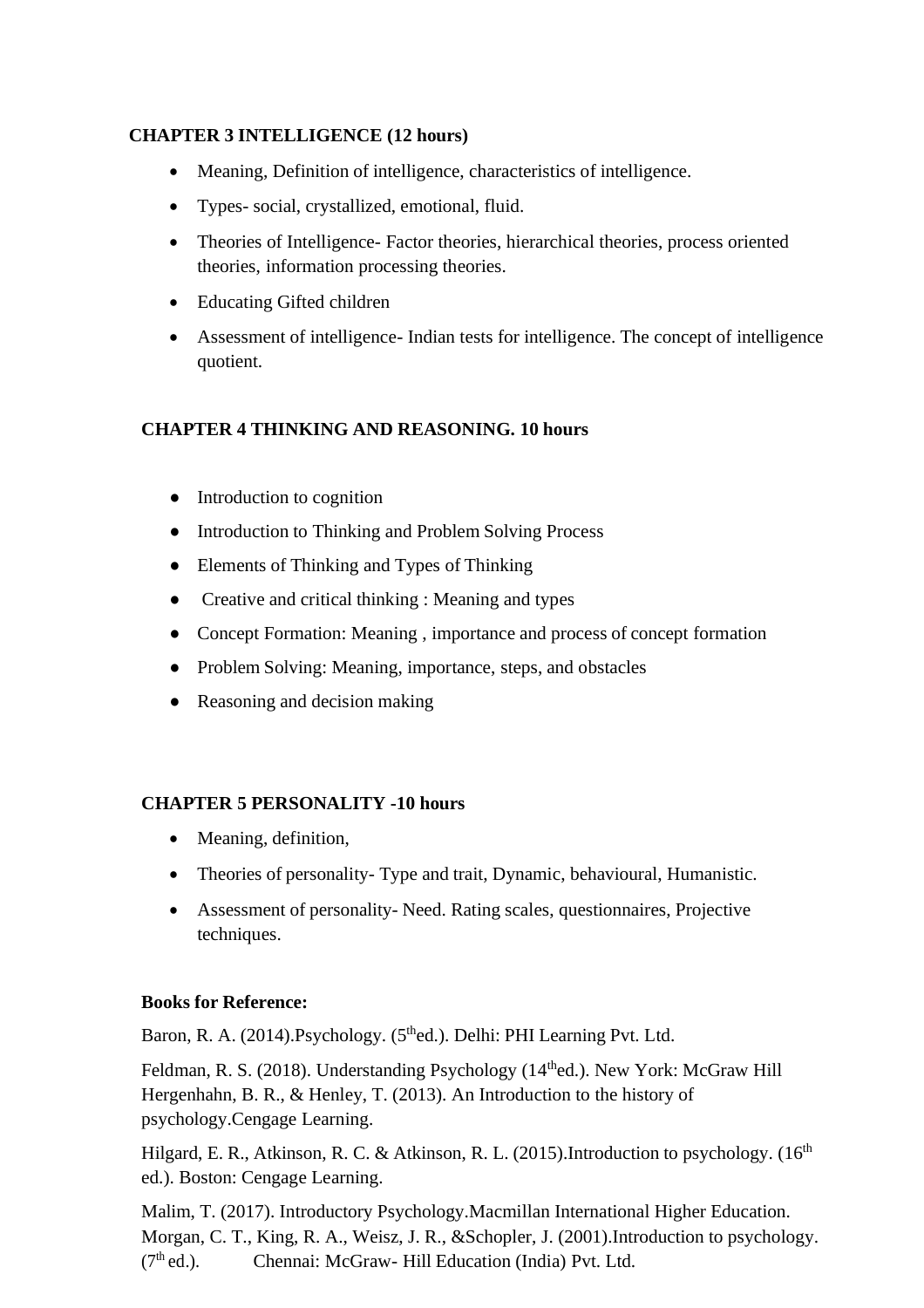**CHAPTER 3 INTELLIGENCE (12 hours)**

- Meaning, Definition of intelligence, characteristics of intelligence.
- Types- social, crystallized, emotional, fluid.
- Theories of Intelligence- Factor theories, hierarchical theories, process oriented theories, information processing theories.
- Educating Gifted children
- Assessment of intelligence- Indian tests for intelligence. The concept of intelligence quotient.

**CHAPTER 4 THINKING AND REASONING. 10 hours**

- Introduction to cognition
- Introduction to Thinking and Problem Solving Process
- Elements of Thinking and Types of Thinking
- Creative and critical thinking : Meaning and types
- Concept Formation: Meaning , importance and process of concept formation
- Problem Solving: Meaning, importance, steps, and obstacles
- Reasoning and decision making

**CHAPTER 5 PERSONALITY -10 hours**

- Meaning, definition,
- Theories of personality- Type and trait, Dynamic, behavioural, Humanistic.
- Assessment of personality- Need. Rating scales, questionnaires, Projective techniques.

**Books for Reference:**

Baron, R. A. (2014).Psychology. (5th ed.). Delhi: PHI Learning Pvt. Ltd.

Feldman, R. S. (2018). Understanding Psychology (14th ed.). New York: McGraw Hill Hergenhahn, B. R., & Henley, T. (2013). An Introduction to the history of psychology.Cengage Learning.

Hilgard, E. R., Atkinson, R. C. & Atkinson, R. L. (2015).Introduction to psychology. (16th ed.). Boston: Cengage Learning.

Malim, T. (2017). Introductory Psychology.Macmillan International Higher Education. Morgan, C. T., King, R. A., Weisz, J. R., &Schopler, J. (2001).Introduction to psychology. (7th ed.). Chennai: McGraw- Hill Education (India) Pvt. Ltd.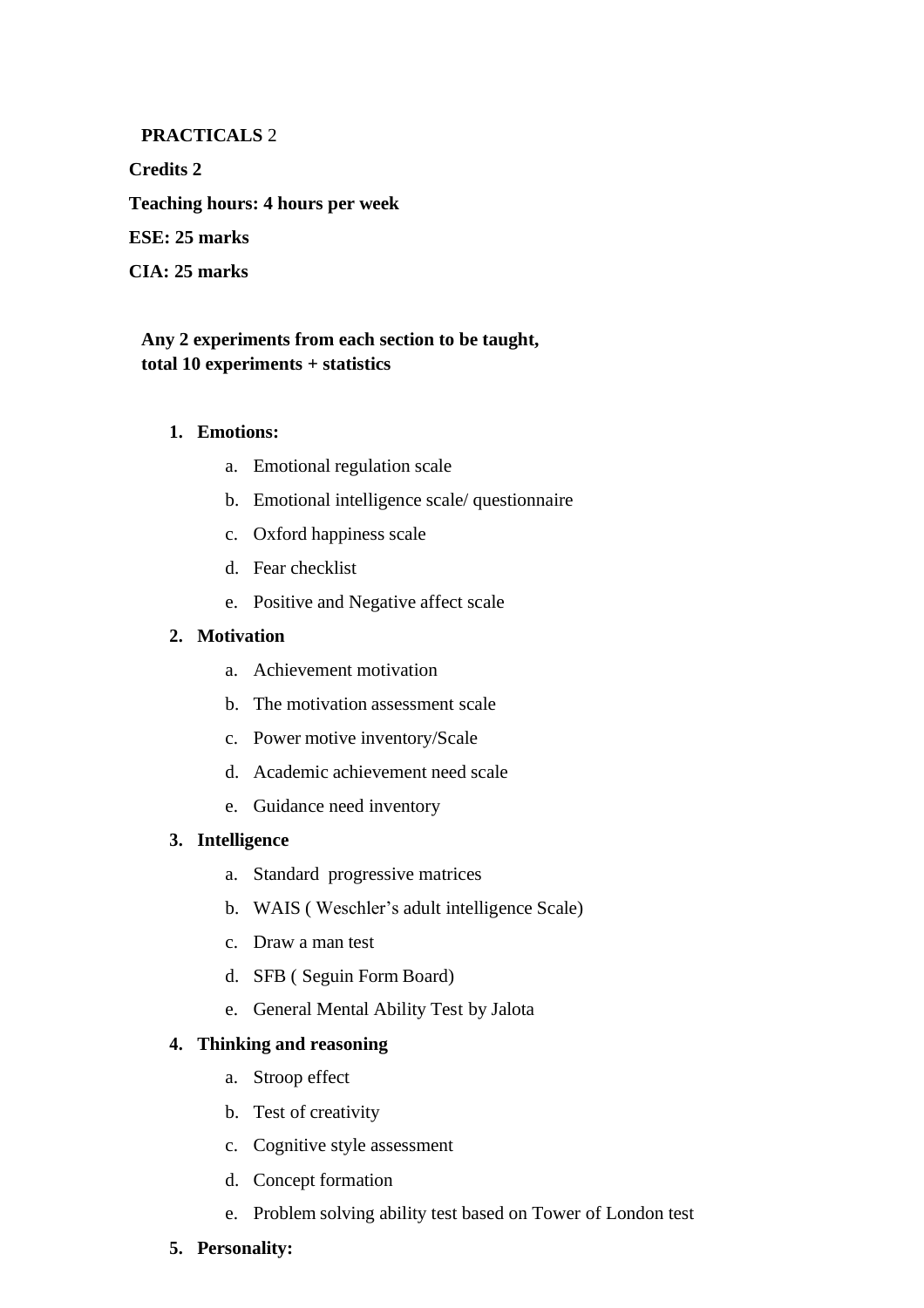**PRACTICALS** 2

**Credits 2**

**Teaching hours: 4 hours per week**

**ESE: 25 marks**

**CIA: 25 marks**

**Any 2 experiments from each section to be taught, total 10 experiments + statistics**

1. **Emotions:**
    a. Emotional regulation scale
    b. Emotional intelligence scale/ questionnaire
    c. Oxford happiness scale
    d. Fear checklist
    e. Positive and Negative affect scale
2. **Motivation**
    a. Achievement motivation
    b. The motivation assessment scale
    c. Power motive inventory/Scale
    d. Academic achievement need scale
    e. Guidance need inventory
3. **Intelligence**
    a. Standard progressive matrices
    b. WAIS ( Weschler's adult intelligence Scale)
    c. Draw a man test
    d. SFB ( Seguin Form Board)
    e. General Mental Ability Test by Jalota
4. **Thinking and reasoning**
    a. Stroop effect
    b. Test of creativity
    c. Cognitive style assessment
    d. Concept formation
    e. Problem solving ability test based on Tower of London test
5. **Personality:**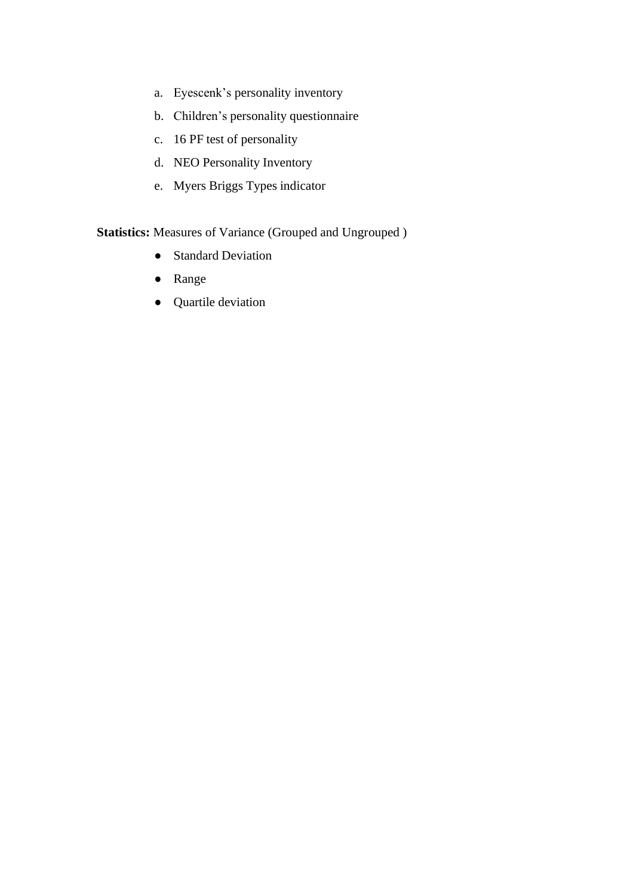a. Eyescenk's personality inventory
b. Children's personality questionnaire
c. 16 PF test of personality
d. NEO Personality Inventory
e. Myers Briggs Types indicator

**Statistics:** Measures of Variance (Grouped and Ungrouped )

- Standard Deviation
- Range
- Quartile deviation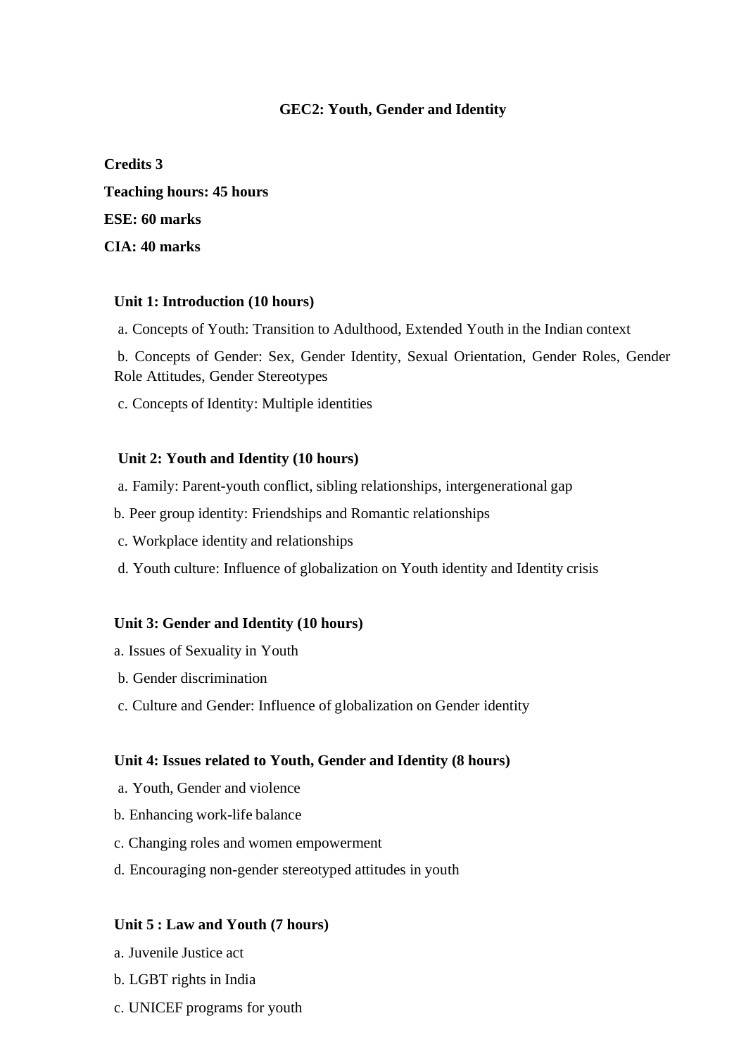## GEC2: Youth, Gender and Identity

**Credits 3**

**Teaching hours: 45 hours**

**ESE: 60 marks**

**CIA: 40 marks**

### Unit 1: Introduction (10 hours)

a. Concepts of Youth: Transition to Adulthood, Extended Youth in the Indian context

b. Concepts of Gender: Sex, Gender Identity, Sexual Orientation, Gender Roles, Gender Role Attitudes, Gender Stereotypes

c. Concepts of Identity: Multiple identities

### Unit 2: Youth and Identity (10 hours)

a. Family: Parent-youth conflict, sibling relationships, intergenerational gap

b. Peer group identity: Friendships and Romantic relationships

c. Workplace identity and relationships

d. Youth culture: Influence of globalization on Youth identity and Identity crisis

### Unit 3: Gender and Identity (10 hours)

a. Issues of Sexuality in Youth

b. Gender discrimination

c. Culture and Gender: Influence of globalization on Gender identity

### Unit 4: Issues related to Youth, Gender and Identity (8 hours)

a. Youth, Gender and violence

b. Enhancing work-life balance

c. Changing roles and women empowerment

d. Encouraging non-gender stereotyped attitudes in youth

### Unit 5 : Law and Youth (7 hours)

a. Juvenile Justice act

b. LGBT rights in India

c. UNICEF programs for youth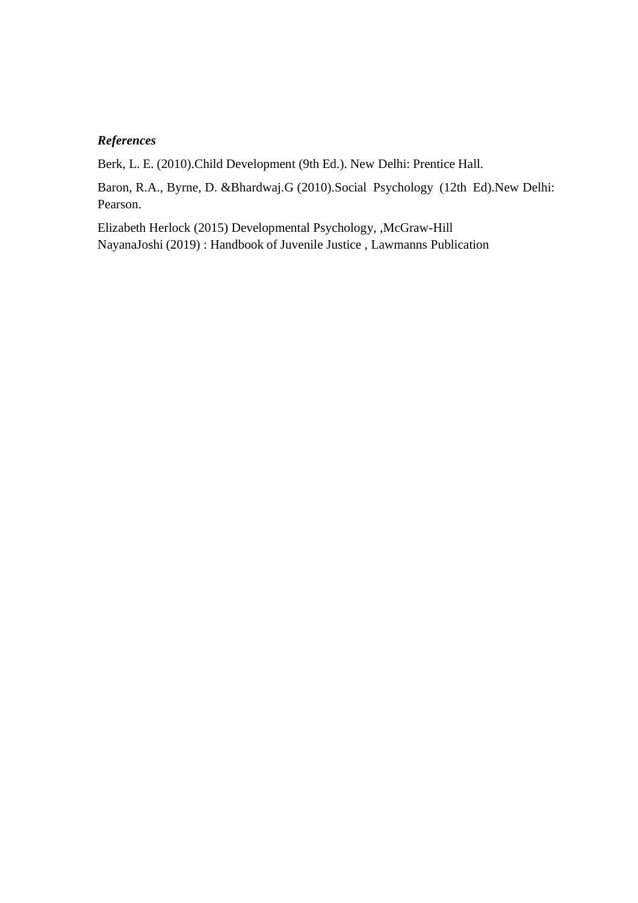***References***

Berk, L. E. (2010).Child Development (9th Ed.). New Delhi: Prentice Hall.

Baron, R.A., Byrne, D. &Bhardwaj.G (2010).Social Psychology (12th Ed).New Delhi: Pearson.

Elizabeth Herlock (2015) Developmental Psychology, ,McGraw-Hill
NayanaJoshi (2019) : Handbook of Juvenile Justice , Lawmanns Publication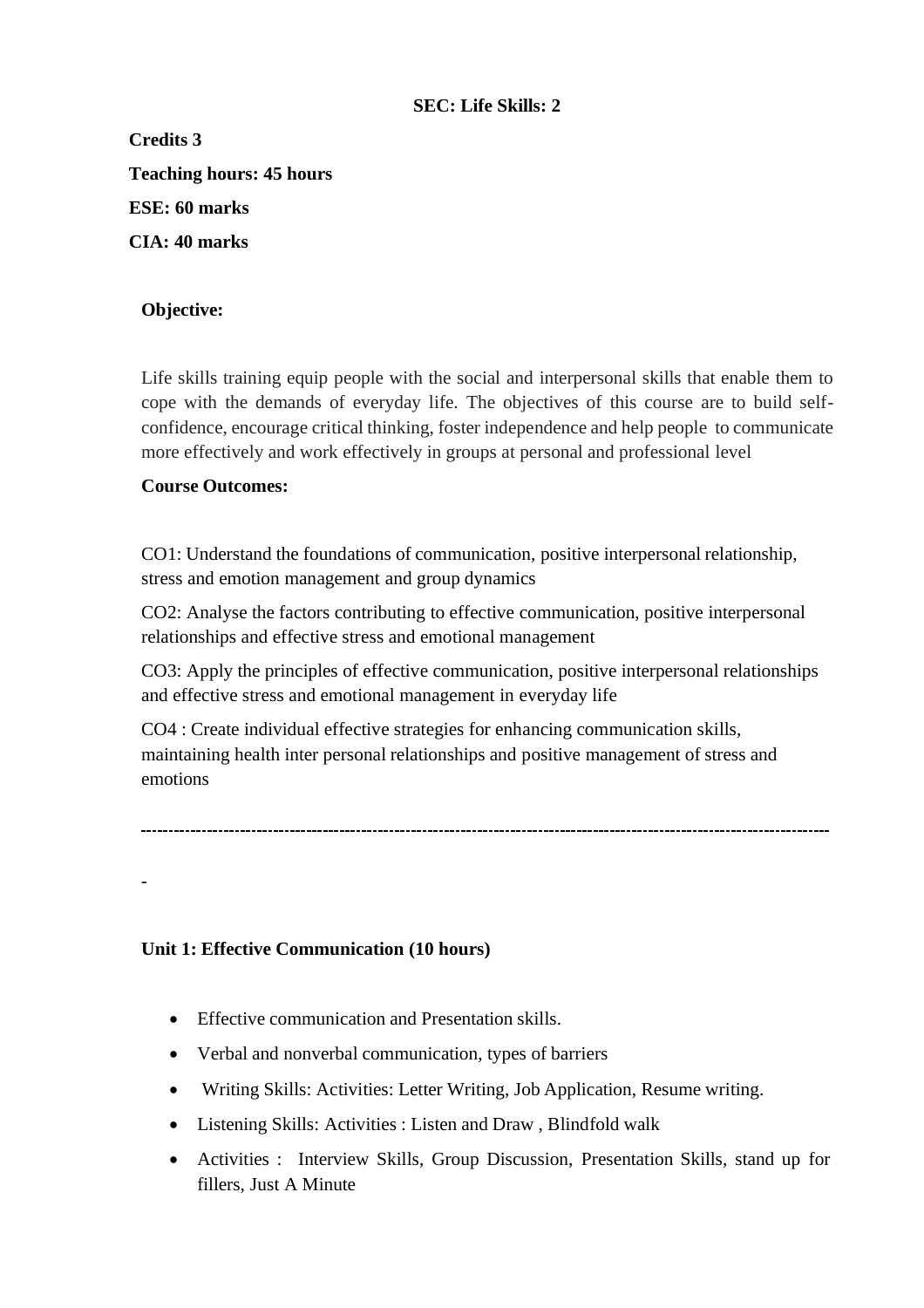**SEC: Life Skills: 2**

**Credits 3**

**Teaching hours: 45 hours**

**ESE: 60 marks**

**CIA: 40 marks**

**Objective:**

Life skills training equip people with the social and interpersonal skills that enable them to cope with the demands of everyday life. The objectives of this course are to build self-confidence, encourage critical thinking, foster independence and help people to communicate more effectively and work effectively in groups at personal and professional level

**Course Outcomes:**

CO1: Understand the foundations of communication, positive interpersonal relationship, stress and emotion management and group dynamics

CO2: Analyse the factors contributing to effective communication, positive interpersonal relationships and effective stress and emotional management

CO3: Apply the principles of effective communication, positive interpersonal relationships and effective stress and emotional management in everyday life

CO4 : Create individual effective strategies for enhancing communication skills, maintaining health inter personal relationships and positive management of stress and emotions

---

-

**Unit 1: Effective Communication (10 hours)**

- Effective communication and Presentation skills.
- Verbal and nonverbal communication, types of barriers
- Writing Skills: Activities: Letter Writing, Job Application, Resume writing.
- Listening Skills: Activities : Listen and Draw , Blindfold walk
- Activities : Interview Skills, Group Discussion, Presentation Skills, stand up for fillers, Just A Minute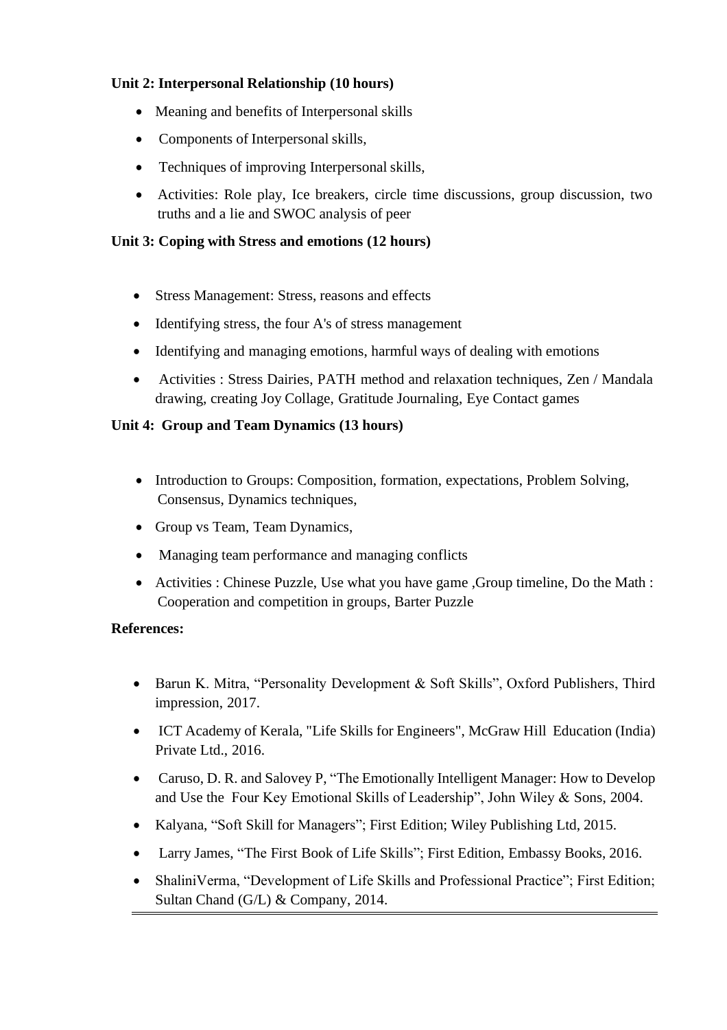**Unit 2: Interpersonal Relationship (10 hours)**

- Meaning and benefits of Interpersonal skills
- Components of Interpersonal skills,
- Techniques of improving Interpersonal skills,
- Activities: Role play, Ice breakers, circle time discussions, group discussion, two truths and a lie and SWOC analysis of peer

**Unit 3: Coping with Stress and emotions (12 hours)**

- Stress Management: Stress, reasons and effects
- Identifying stress, the four A's of stress management
- Identifying and managing emotions, harmful ways of dealing with emotions
- Activities : Stress Dairies, PATH method and relaxation techniques, Zen / Mandala drawing, creating Joy Collage, Gratitude Journaling, Eye Contact games

**Unit 4: Group and Team Dynamics (13 hours)**

- Introduction to Groups: Composition, formation, expectations, Problem Solving, Consensus, Dynamics techniques,
- Group vs Team, Team Dynamics,
- Managing team performance and managing conflicts
- Activities : Chinese Puzzle, Use what you have game ,Group timeline, Do the Math : Cooperation and competition in groups, Barter Puzzle

**References:**

- Barun K. Mitra, “Personality Development & Soft Skills”, Oxford Publishers, Third impression, 2017.
- ICT Academy of Kerala, "Life Skills for Engineers", McGraw Hill Education (India) Private Ltd., 2016.
- Caruso, D. R. and Salovey P, “The Emotionally Intelligent Manager: How to Develop and Use the Four Key Emotional Skills of Leadership”, John Wiley & Sons, 2004.
- Kalyana, “Soft Skill for Managers”; First Edition; Wiley Publishing Ltd, 2015.
- Larry James, “The First Book of Life Skills”; First Edition, Embassy Books, 2016.
- ShaliniVerma, “Development of Life Skills and Professional Practice”; First Edition; Sultan Chand (G/L) & Company, 2014.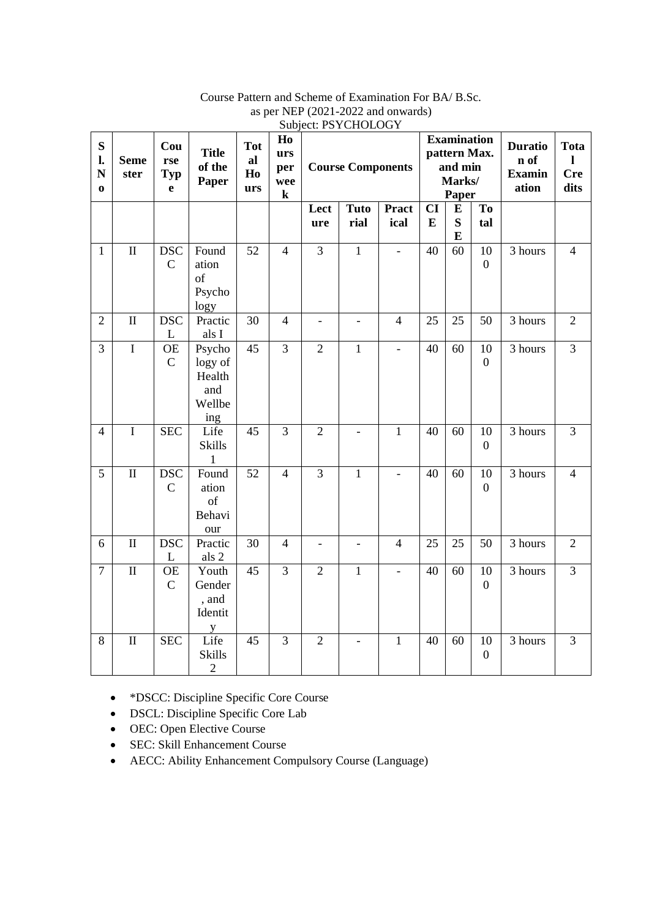Course Pattern and Scheme of Examination For BA/ B.Sc. as per NEP (2021-2022 and onwards)

Subject: PSYCHOLOGY

| Sl. No | Semester | Course Type | Title of the Paper | Total Hours | Hours per week | Course Components | | | Examination pattern Max. and min Marks/ Paper | | | Duration of Examination | Total Credits |
|---|---|---|---|---|---|---|---|---|---|---|---|---|---|
| | | | | | | Lecture | Tutorial | Practical | CIE | ESE | Total | | |
| 1 | II | DSCC | Foundation of Psychology | 52 | 4 | 3 | 1 | - | 40 | 60 | 100 | 3 hours | 4 |
| 2 | II | DSCL | Practicals I | 30 | 4 | - | - | 4 | 25 | 25 | 50 | 3 hours | 2 |
| 3 | I | OEC | Psychology of Health and Wellbeing | 45 | 3 | 2 | 1 | - | 40 | 60 | 100 | 3 hours | 3 |
| 4 | I | SEC | Life Skills 1 | 45 | 3 | 2 | - | 1 | 40 | 60 | 100 | 3 hours | 3 |
| 5 | II | DSCC | Foundation of Behaviour | 52 | 4 | 3 | 1 | - | 40 | 60 | 100 | 3 hours | 4 |
| 6 | II | DSCL | Practicals 2 | 30 | 4 | - | - | 4 | 25 | 25 | 50 | 3 hours | 2 |
| 7 | II | OEC | Youth Gender, and Identity | 45 | 3 | 2 | 1 | - | 40 | 60 | 100 | 3 hours | 3 |
| 8 | II | SEC | Life Skills 2 | 45 | 3 | 2 | - | 1 | 40 | 60 | 100 | 3 hours | 3 |

- *DSCC: Discipline Specific Core Course
- DSCL: Discipline Specific Core Lab
- OEC: Open Elective Course
- SEC: Skill Enhancement Course
- AECC: Ability Enhancement Compulsory Course (Language)